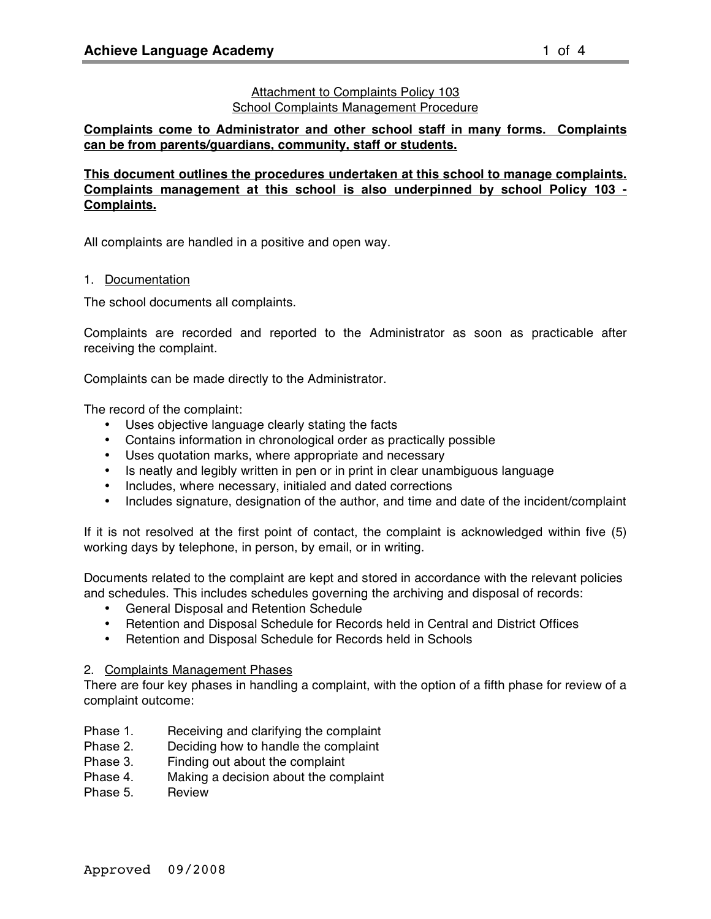Attachment to Complaints Policy 103
School Complaints Management Procedure

**Complaints come to Administrator and other school staff in many forms. Complaints can be from parents/guardians, community, staff or students.**

**This document outlines the procedures undertaken at this school to manage complaints. Complaints management at this school is also underpinned by school Policy 103 - Complaints.**

All complaints are handled in a positive and open way.

1. Documentation

The school documents all complaints.

Complaints are recorded and reported to the Administrator as soon as practicable after receiving the complaint.

Complaints can be made directly to the Administrator.

The record of the complaint:

- Uses objective language clearly stating the facts
- Contains information in chronological order as practically possible
- Uses quotation marks, where appropriate and necessary
- Is neatly and legibly written in pen or in print in clear unambiguous language
- Includes, where necessary, initialed and dated corrections
- Includes signature, designation of the author, and time and date of the incident/complaint

If it is not resolved at the first point of contact, the complaint is acknowledged within five (5) working days by telephone, in person, by email, or in writing.

Documents related to the complaint are kept and stored in accordance with the relevant policies and schedules. This includes schedules governing the archiving and disposal of records:

- General Disposal and Retention Schedule
- Retention and Disposal Schedule for Records held in Central and District Offices
- Retention and Disposal Schedule for Records held in Schools

2. Complaints Management Phases

There are four key phases in handling a complaint, with the option of a fifth phase for review of a complaint outcome:

Phase 1. Receiving and clarifying the complaint
Phase 2. Deciding how to handle the complaint
Phase 3. Finding out about the complaint
Phase 4. Making a decision about the complaint
Phase 5. Review

Approved 09/2008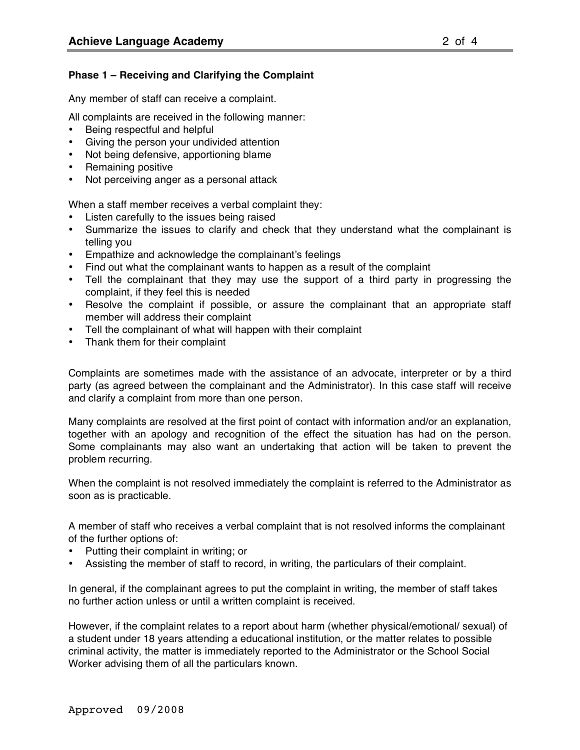### Phase 1 – Receiving and Clarifying the Complaint

Any member of staff can receive a complaint.

All complaints are received in the following manner:

- Being respectful and helpful
- Giving the person your undivided attention
- Not being defensive, apportioning blame
- Remaining positive
- Not perceiving anger as a personal attack

When a staff member receives a verbal complaint they:

- Listen carefully to the issues being raised
- Summarize the issues to clarify and check that they understand what the complainant is telling you
- Empathize and acknowledge the complainant's feelings
- Find out what the complainant wants to happen as a result of the complaint
- Tell the complainant that they may use the support of a third party in progressing the complaint, if they feel this is needed
- Resolve the complaint if possible, or assure the complainant that an appropriate staff member will address their complaint
- Tell the complainant of what will happen with their complaint
- Thank them for their complaint

Complaints are sometimes made with the assistance of an advocate, interpreter or by a third party (as agreed between the complainant and the Administrator). In this case staff will receive and clarify a complaint from more than one person.

Many complaints are resolved at the first point of contact with information and/or an explanation, together with an apology and recognition of the effect the situation has had on the person. Some complainants may also want an undertaking that action will be taken to prevent the problem recurring.

When the complaint is not resolved immediately the complaint is referred to the Administrator as soon as is practicable.

A member of staff who receives a verbal complaint that is not resolved informs the complainant of the further options of:

- Putting their complaint in writing; or
- Assisting the member of staff to record, in writing, the particulars of their complaint.

In general, if the complainant agrees to put the complaint in writing, the member of staff takes no further action unless or until a written complaint is received.

However, if the complaint relates to a report about harm (whether physical/emotional/ sexual) of a student under 18 years attending a educational institution, or the matter relates to possible criminal activity, the matter is immediately reported to the Administrator or the School Social Worker advising them of all the particulars known.

Approved 09/2008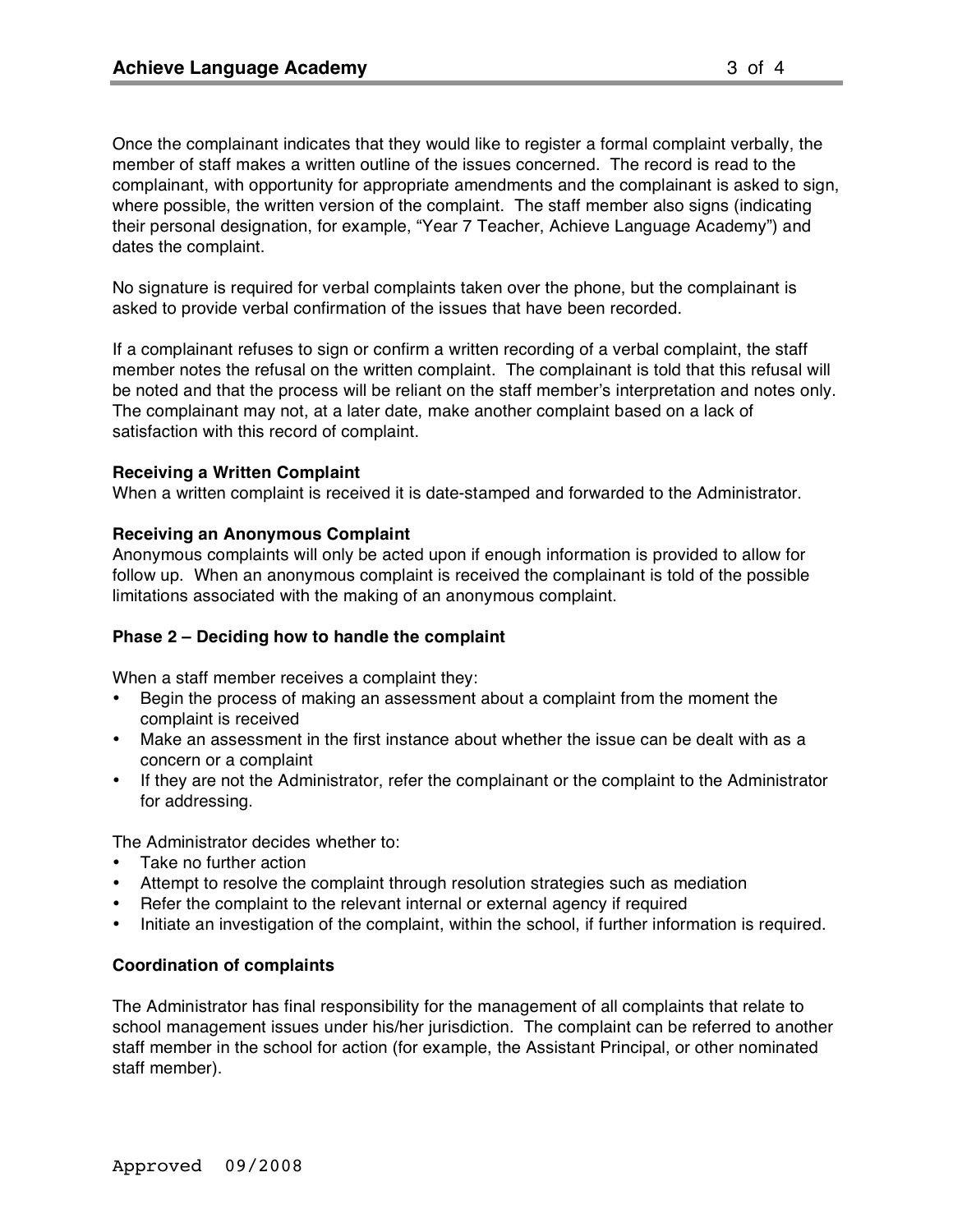Once the complainant indicates that they would like to register a formal complaint verbally, the member of staff makes a written outline of the issues concerned. The record is read to the complainant, with opportunity for appropriate amendments and the complainant is asked to sign, where possible, the written version of the complaint. The staff member also signs (indicating their personal designation, for example, "Year 7 Teacher, Achieve Language Academy") and dates the complaint.

No signature is required for verbal complaints taken over the phone, but the complainant is asked to provide verbal confirmation of the issues that have been recorded.

If a complainant refuses to sign or confirm a written recording of a verbal complaint, the staff member notes the refusal on the written complaint. The complainant is told that this refusal will be noted and that the process will be reliant on the staff member's interpretation and notes only. The complainant may not, at a later date, make another complaint based on a lack of satisfaction with this record of complaint.

**Receiving a Written Complaint**
When a written complaint is received it is date-stamped and forwarded to the Administrator.

**Receiving an Anonymous Complaint**
Anonymous complaints will only be acted upon if enough information is provided to allow for follow up. When an anonymous complaint is received the complainant is told of the possible limitations associated with the making of an anonymous complaint.

**Phase 2 – Deciding how to handle the complaint**

When a staff member receives a complaint they:

- Begin the process of making an assessment about a complaint from the moment the complaint is received
- Make an assessment in the first instance about whether the issue can be dealt with as a concern or a complaint
- If they are not the Administrator, refer the complainant or the complaint to the Administrator for addressing.

The Administrator decides whether to:

- Take no further action
- Attempt to resolve the complaint through resolution strategies such as mediation
- Refer the complaint to the relevant internal or external agency if required
- Initiate an investigation of the complaint, within the school, if further information is required.

**Coordination of complaints**

The Administrator has final responsibility for the management of all complaints that relate to school management issues under his/her jurisdiction. The complaint can be referred to another staff member in the school for action (for example, the Assistant Principal, or other nominated staff member).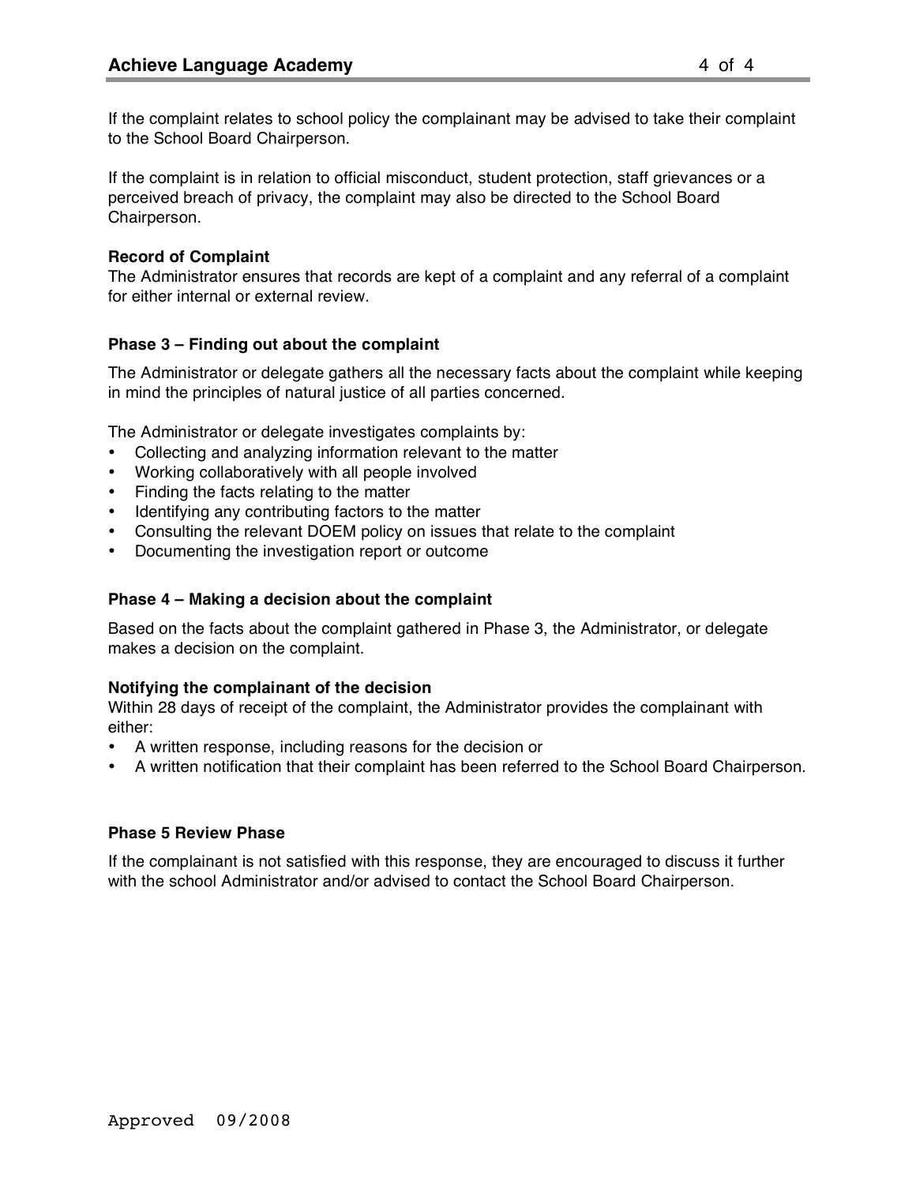If the complaint relates to school policy the complainant may be advised to take their complaint to the School Board Chairperson.

If the complaint is in relation to official misconduct, student protection, staff grievances or a perceived breach of privacy, the complaint may also be directed to the School Board Chairperson.

**Record of Complaint**
The Administrator ensures that records are kept of a complaint and any referral of a complaint for either internal or external review.

### Phase 3 – Finding out about the complaint

The Administrator or delegate gathers all the necessary facts about the complaint while keeping in mind the principles of natural justice of all parties concerned.

The Administrator or delegate investigates complaints by:

- Collecting and analyzing information relevant to the matter
- Working collaboratively with all people involved
- Finding the facts relating to the matter
- Identifying any contributing factors to the matter
- Consulting the relevant DOEM policy on issues that relate to the complaint
- Documenting the investigation report or outcome

### Phase 4 – Making a decision about the complaint

Based on the facts about the complaint gathered in Phase 3, the Administrator, or delegate makes a decision on the complaint.

**Notifying the complainant of the decision**
Within 28 days of receipt of the complaint, the Administrator provides the complainant with either:

- A written response, including reasons for the decision or
- A written notification that their complaint has been referred to the School Board Chairperson.

### Phase 5 Review Phase

If the complainant is not satisfied with this response, they are encouraged to discuss it further with the school Administrator and/or advised to contact the School Board Chairperson.

Approved 09/2008